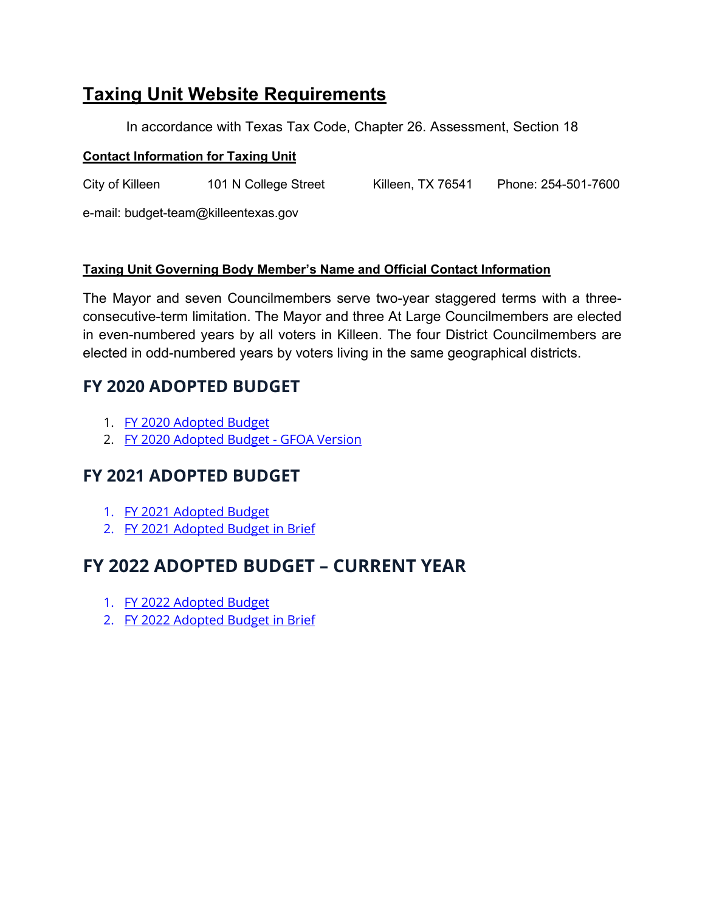# Taxing Unit Website Requirements

In accordance with Texas Tax Code, Chapter 26. Assessment, Section 18

**Contact Information for Taxing Unit**

City of Killeen    101 N College Street    Killeen, TX 76541    Phone: 254-501-7600

e-mail: budget-team@killeentexas.gov

**Taxing Unit Governing Body Member's Name and Official Contact Information**

The Mayor and seven Councilmembers serve two-year staggered terms with a three-consecutive-term limitation. The Mayor and three At Large Councilmembers are elected in even-numbered years by all voters in Killeen. The four District Councilmembers are elected in odd-numbered years by voters living in the same geographical districts.

## FY 2020 ADOPTED BUDGET

1. FY 2020 Adopted Budget
2. FY 2020 Adopted Budget - GFOA Version

## FY 2021 ADOPTED BUDGET

1. FY 2021 Adopted Budget
2. FY 2021 Adopted Budget in Brief

## FY 2022 ADOPTED BUDGET – CURRENT YEAR

1. FY 2022 Adopted Budget
2. FY 2022 Adopted Budget in Brief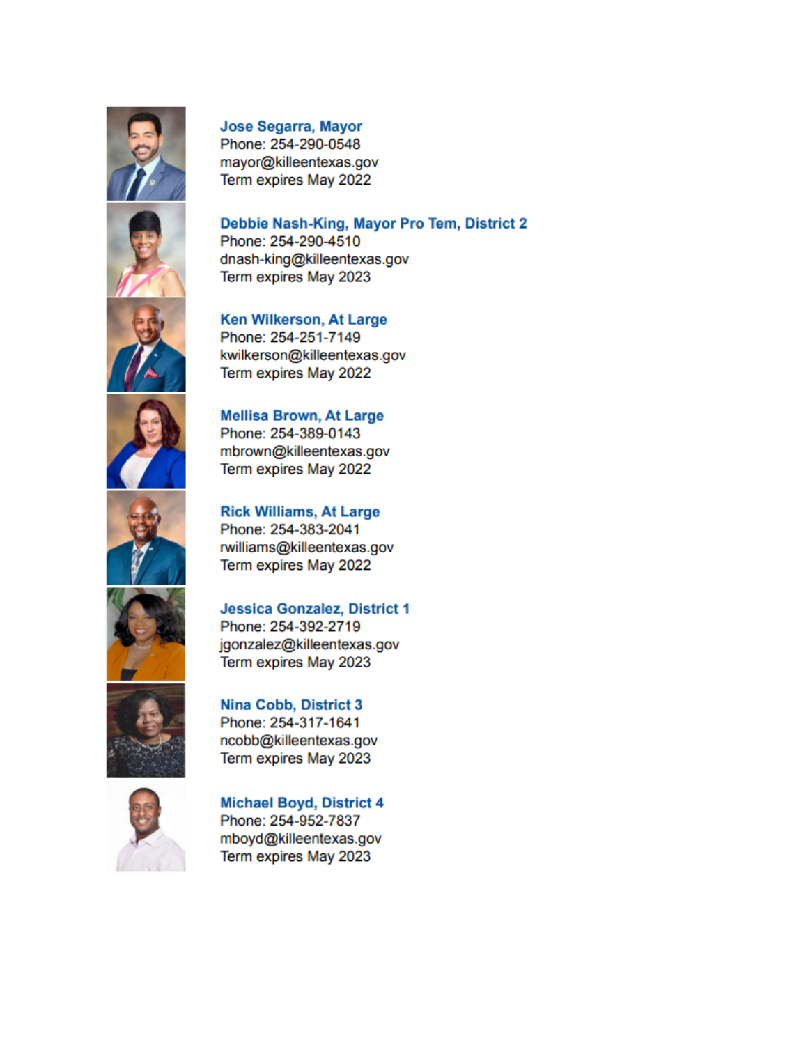**Jose Segarra, Mayor**
Phone: 254-290-0548
mayor@killeentexas.gov
Term expires May 2022

**Debbie Nash-King, Mayor Pro Tem, District 2**
Phone: 254-290-4510
dnash-king@killeentexas.gov
Term expires May 2023

**Ken Wilkerson, At Large**
Phone: 254-251-7149
kwilkerson@killeentexas.gov
Term expires May 2022

**Mellisa Brown, At Large**
Phone: 254-389-0143
mbrown@killeentexas.gov
Term expires May 2022

**Rick Williams, At Large**
Phone: 254-383-2041
rwilliams@killeentexas.gov
Term expires May 2022

**Jessica Gonzalez, District 1**
Phone: 254-392-2719
jgonzalez@killeentexas.gov
Term expires May 2023

**Nina Cobb, District 3**
Phone: 254-317-1641
ncobb@killeentexas.gov
Term expires May 2023

**Michael Boyd, District 4**
Phone: 254-952-7837
mboyd@killeentexas.gov
Term expires May 2023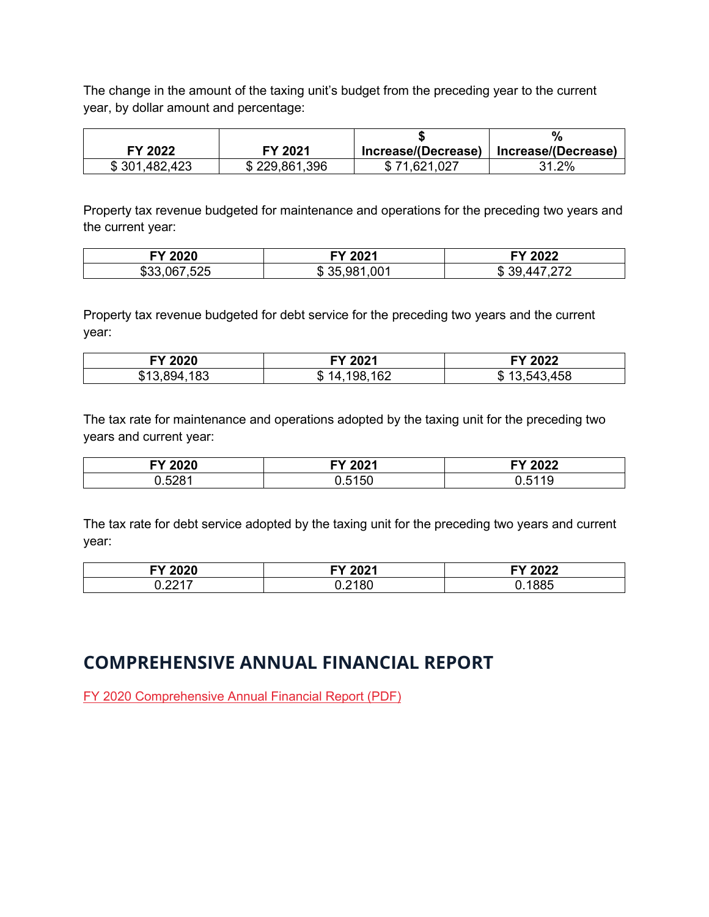The change in the amount of the taxing unit's budget from the preceding year to the current year, by dollar amount and percentage:

| FY 2022 | FY 2021 | $ Increase/(Decrease) | % Increase/(Decrease) |
|---|---|---|---|
| $ 301,482,423 | $ 229,861,396 | $ 71,621,027 | 31.2% |

Property tax revenue budgeted for maintenance and operations for the preceding two years and the current year:

| FY 2020 | FY 2021 | FY 2022 |
|---|---|---|
| $33,067,525 | $ 35,981,001 | $ 39,447,272 |

Property tax revenue budgeted for debt service for the preceding two years and the current year:

| FY 2020 | FY 2021 | FY 2022 |
|---|---|---|
| $13,894,183 | $ 14,198,162 | $ 13,543,458 |

The tax rate for maintenance and operations adopted by the taxing unit for the preceding two years and current year:

| FY 2020 | FY 2021 | FY 2022 |
|---|---|---|
| 0.5281 | 0.5150 | 0.5119 |

The tax rate for debt service adopted by the taxing unit for the preceding two years and current year:

| FY 2020 | FY 2021 | FY 2022 |
|---|---|---|
| 0.2217 | 0.2180 | 0.1885 |

## COMPREHENSIVE ANNUAL FINANCIAL REPORT

FY 2020 Comprehensive Annual Financial Report (PDF)